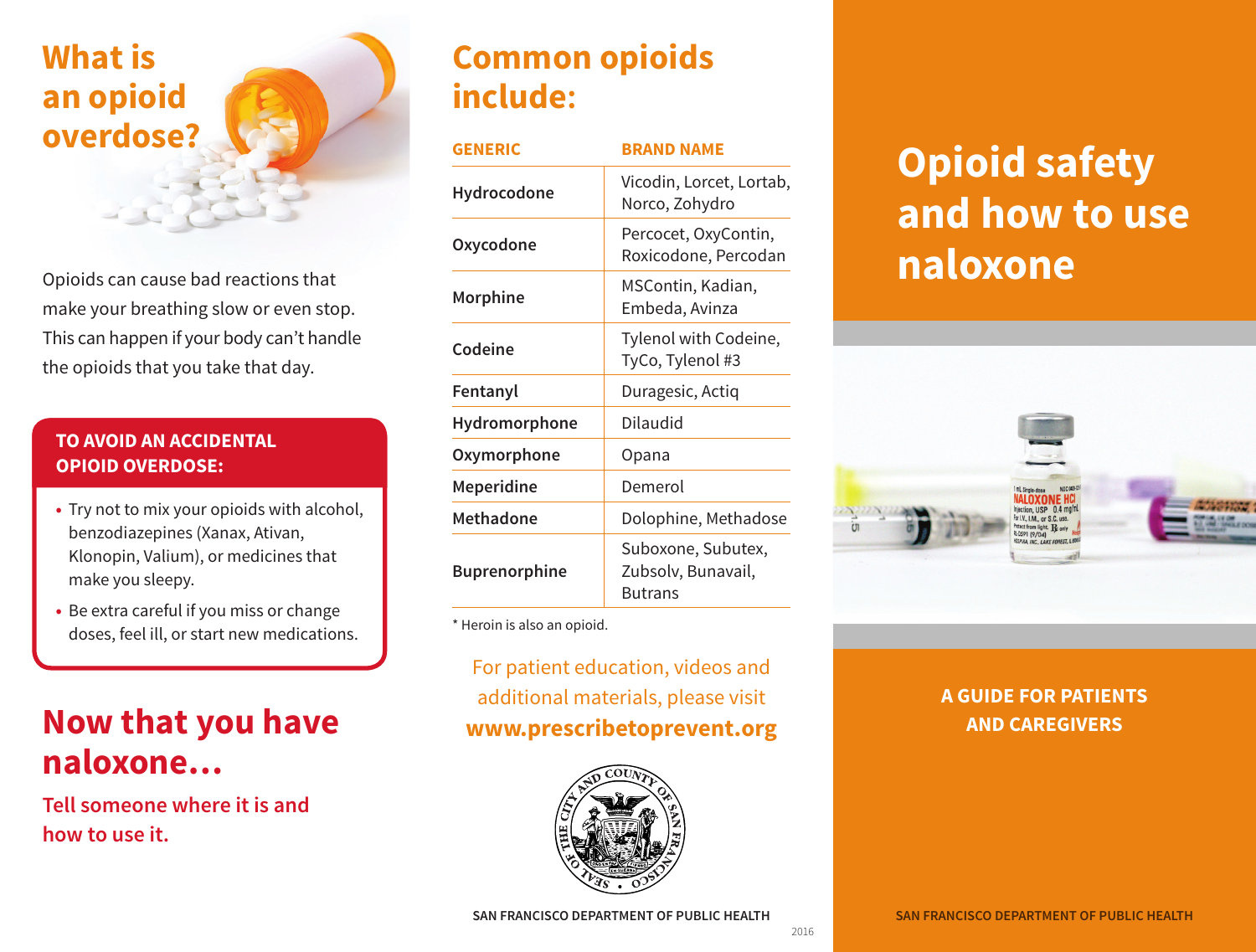# What is an opioid overdose?

Opioids can cause bad reactions that make your breathing slow or even stop. This can happen if your body can't handle the opioids that you take that day.

**TO AVOID AN ACCIDENTAL OPIOID OVERDOSE:**

- Try not to mix your opioids with alcohol, benzodiazepines (Xanax, Ativan, Klonopin, Valium), or medicines that make you sleepy.
- Be extra careful if you miss or change doses, feel ill, or start new medications.

## Now that you have naloxone…

**Tell someone where it is and how to use it.**

# Common opioids include:

| GENERIC | BRAND NAME |
|---|---|
| **Hydrocodone** | Vicodin, Lorcet, Lortab, Norco, Zohydro |
| **Oxycodone** | Percocet, OxyContin, Roxicodone, Percodan |
| **Morphine** | MSContin, Kadian, Embeda, Avinza |
| **Codeine** | Tylenol with Codeine, TyCo, Tylenol #3 |
| **Fentanyl** | Duragesic, Actiq |
| **Hydromorphone** | Dilaudid |
| **Oxymorphone** | Opana |
| **Meperidine** | Demerol |
| **Methadone** | Dolophine, Methadose |
| **Buprenorphine** | Suboxone, Subutex, Zubsolv, Bunavail, Butrans |

* Heroin is also an opioid.

For patient education, videos and additional materials, please visit **www.prescribetoprevent.org**

SAN FRANCISCO DEPARTMENT OF PUBLIC HEALTH

2016

# Opioid safety and how to use naloxone

**A GUIDE FOR PATIENTS AND CAREGIVERS**

SAN FRANCISCO DEPARTMENT OF PUBLIC HEALTH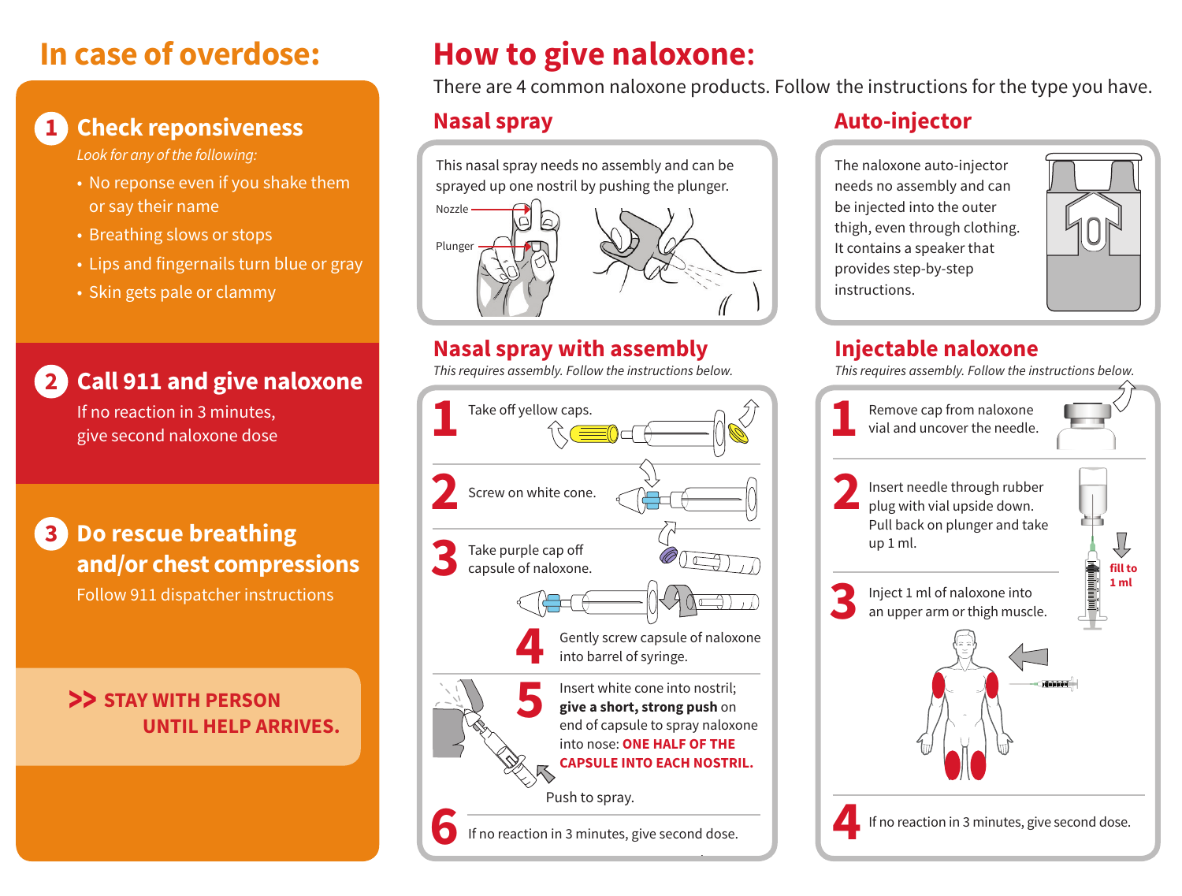## In case of overdose:

### 1 Check reponsiveness

*Look for any of the following:*

- No reponse even if you shake them or say their name
- Breathing slows or stops
- Lips and fingernails turn blue or gray
- Skin gets pale or clammy

### 2 Call 911 and give naloxone

If no reaction in 3 minutes, give second naloxone dose

### 3 Do rescue breathing and/or chest compressions

Follow 911 dispatcher instructions

**>> STAY WITH PERSON UNTIL HELP ARRIVES.**

## How to give naloxone:

There are 4 common naloxone products. Follow the instructions for the type you have.

### Nasal spray

This nasal spray needs no assembly and can be sprayed up one nostril by pushing the plunger.

Nozzle

Plunger

### Auto-injector

The naloxone auto-injector needs no assembly and can be injected into the outer thigh, even through clothing. It contains a speaker that provides step-by-step instructions.

### Nasal spray with assembly

*This requires assembly. Follow the instructions below.*

1. Take off yellow caps.
2. Screw on white cone.
3. Take purple cap off capsule of naloxone.
4. Gently screw capsule of naloxone into barrel of syringe.
5. Insert white cone into nostril; **give a short, strong push** on end of capsule to spray naloxone into nose: **ONE HALF OF THE CAPSULE INTO EACH NOSTRIL.**

   Push to spray.
6. If no reaction in 3 minutes, give second dose.

### Injectable naloxone

*This requires assembly. Follow the instructions below.*

1. Remove cap from naloxone vial and uncover the needle.
2. Insert needle through rubber plug with vial upside down. Pull back on plunger and take up 1 ml.

   fill to 1 ml
3. Inject 1 ml of naloxone into an upper arm or thigh muscle.
4. If no reaction in 3 minutes, give second dose.